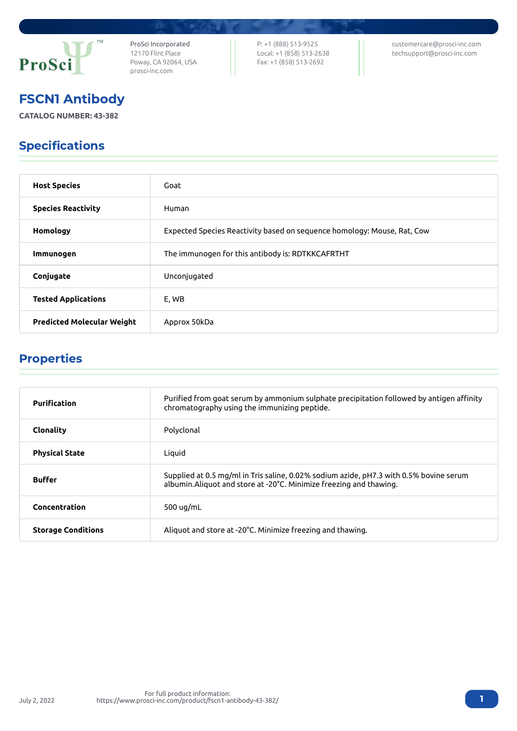ProSci Incorporated
12170 Flint Place
Poway, CA 92064, USA
prosci-inc.com

P: +1 (888) 513-9525
Local: +1 (858) 513-2638
Fax: +1 (858) 513-2692

customercare@prosci-inc.com
techsupport@prosci-inc.com

# FSCN1 Antibody

**CATALOG NUMBER: 43-382**

## Specifications

| | |
|---|---|
| **Host Species** | Goat |
| **Species Reactivity** | Human |
| **Homology** | Expected Species Reactivity based on sequence homology: Mouse, Rat, Cow |
| **Immunogen** | The immunogen for this antibody is: RDTKKCAFRTHT |
| **Conjugate** | Unconjugated |
| **Tested Applications** | E, WB |
| **Predicted Molecular Weight** | Approx 50kDa |

## Properties

| | |
|---|---|
| **Purification** | Purified from goat serum by ammonium sulphate precipitation followed by antigen affinity chromatography using the immunizing peptide. |
| **Clonality** | Polyclonal |
| **Physical State** | Liquid |
| **Buffer** | Supplied at 0.5 mg/ml in Tris saline, 0.02% sodium azide, pH7.3 with 0.5% bovine serum albumin.Aliquot and store at -20°C. Minimize freezing and thawing. |
| **Concentration** | 500 ug/mL |
| **Storage Conditions** | Aliquot and store at -20°C. Minimize freezing and thawing. |

July 2, 2022

For full product information:
https://www.prosci-inc.com/product/fscn1-antibody-43-382/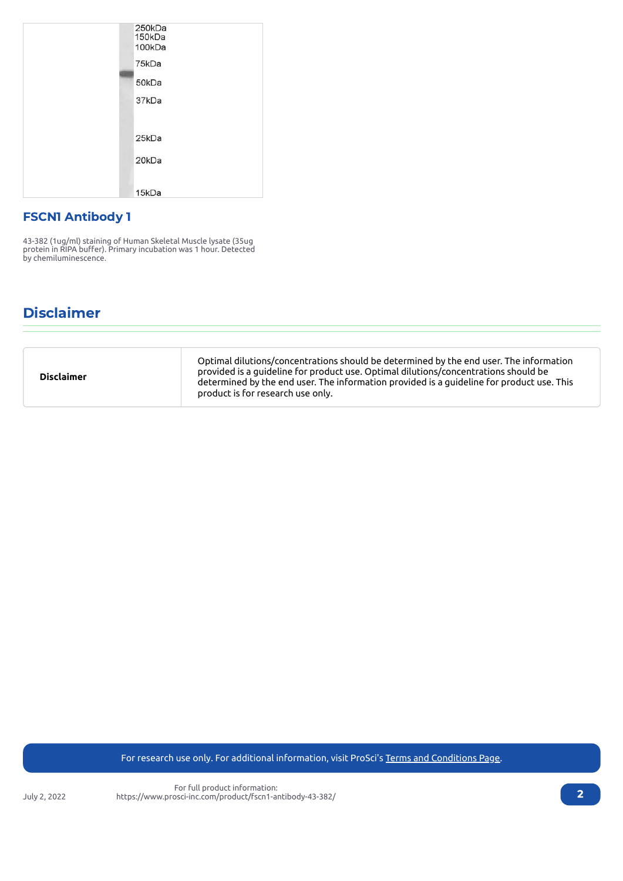250kDa
150kDa
100kDa
75kDa
50kDa
37kDa
25kDa
20kDa
15kDa

### FSCN1 Antibody 1

43-382 (1ug/ml) staining of Human Skeletal Muscle lysate (35ug protein in RIPA buffer). Primary incubation was 1 hour. Detected by chemiluminescence.

## Disclaimer

| | |
|---|---|
| **Disclaimer** | Optimal dilutions/concentrations should be determined by the end user. The information provided is a guideline for product use. Optimal dilutions/concentrations should be determined by the end user. The information provided is a guideline for product use. This product is for research use only. |

For research use only. For additional information, visit ProSci's Terms and Conditions Page.

July 2, 2022

For full product information:
https://www.prosci-inc.com/product/fscn1-antibody-43-382/